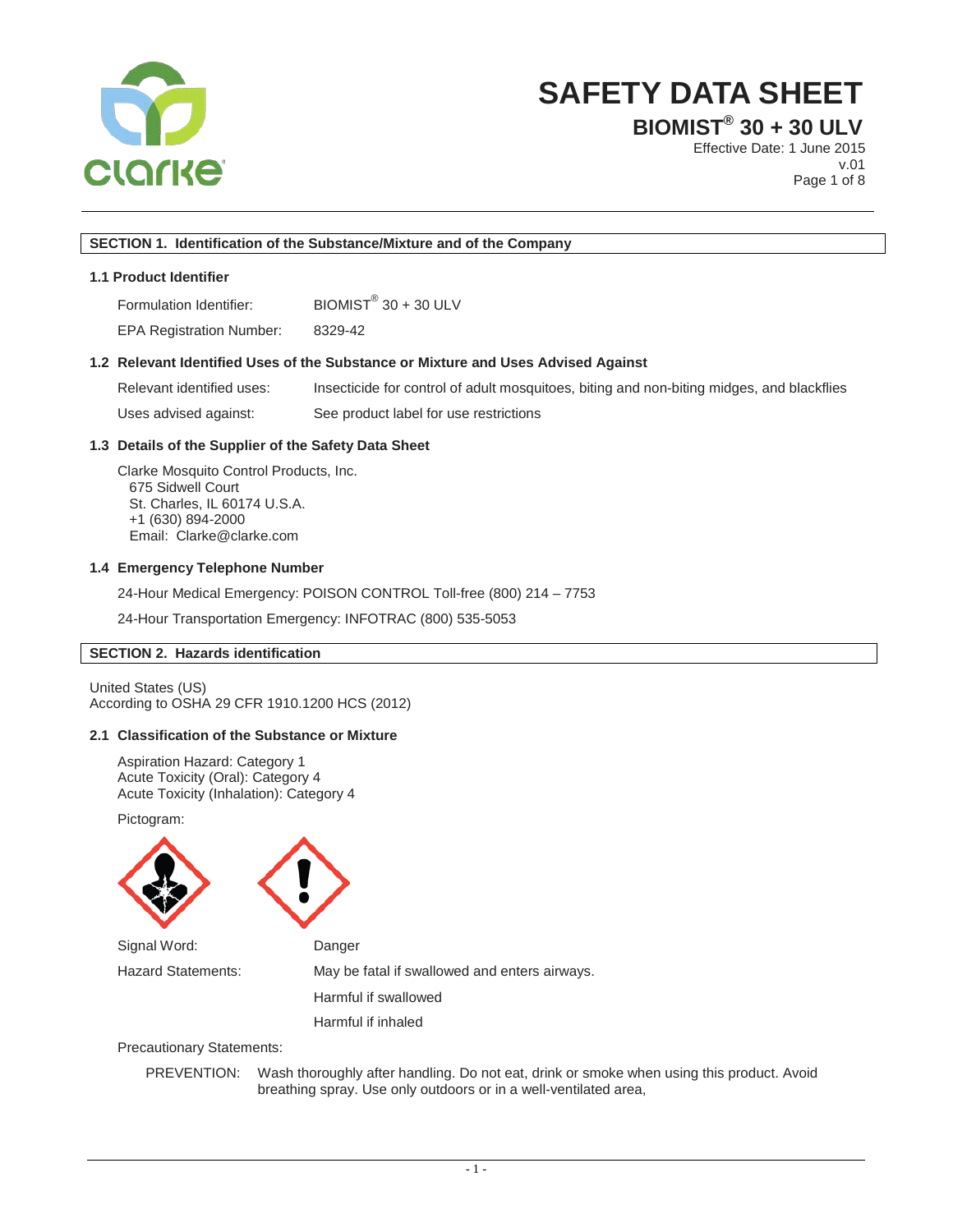# SAFETY DATA SHEET

## BIOMIST® 30 + 30 ULV

Effective Date: 1 June 2015
v.01

### SECTION 1. Identification of the Substance/Mixture and of the Company

#### 1.1 Product Identifier

| | |
|---|---|
| Formulation Identifier: | BIOMIST® 30 + 30 ULV |
| EPA Registration Number: | 8329-42 |

#### 1.2 Relevant Identified Uses of the Substance or Mixture and Uses Advised Against

| | |
|---|---|
| Relevant identified uses: | Insecticide for control of adult mosquitoes, biting and non-biting midges, and blackflies |
| Uses advised against: | See product label for use restrictions |

#### 1.3 Details of the Supplier of the Safety Data Sheet

Clarke Mosquito Control Products, Inc.
675 Sidwell Court
St. Charles, IL 60174 U.S.A.
+1 (630) 894-2000
Email: Clarke@clarke.com

#### 1.4 Emergency Telephone Number

24-Hour Medical Emergency: POISON CONTROL Toll-free (800) 214 – 7753

24-Hour Transportation Emergency: INFOTRAC (800) 535-5053

### SECTION 2. Hazards identification

United States (US)
According to OSHA 29 CFR 1910.1200 HCS (2012)

#### 2.1 Classification of the Substance or Mixture

Aspiration Hazard: Category 1
Acute Toxicity (Oral): Category 4
Acute Toxicity (Inhalation): Category 4

Pictogram:

Signal Word: Danger

Hazard Statements:

- May be fatal if swallowed and enters airways.
- Harmful if swallowed
- Harmful if inhaled

Precautionary Statements:

PREVENTION: Wash thoroughly after handling. Do not eat, drink or smoke when using this product. Avoid breathing spray. Use only outdoors or in a well-ventilated area,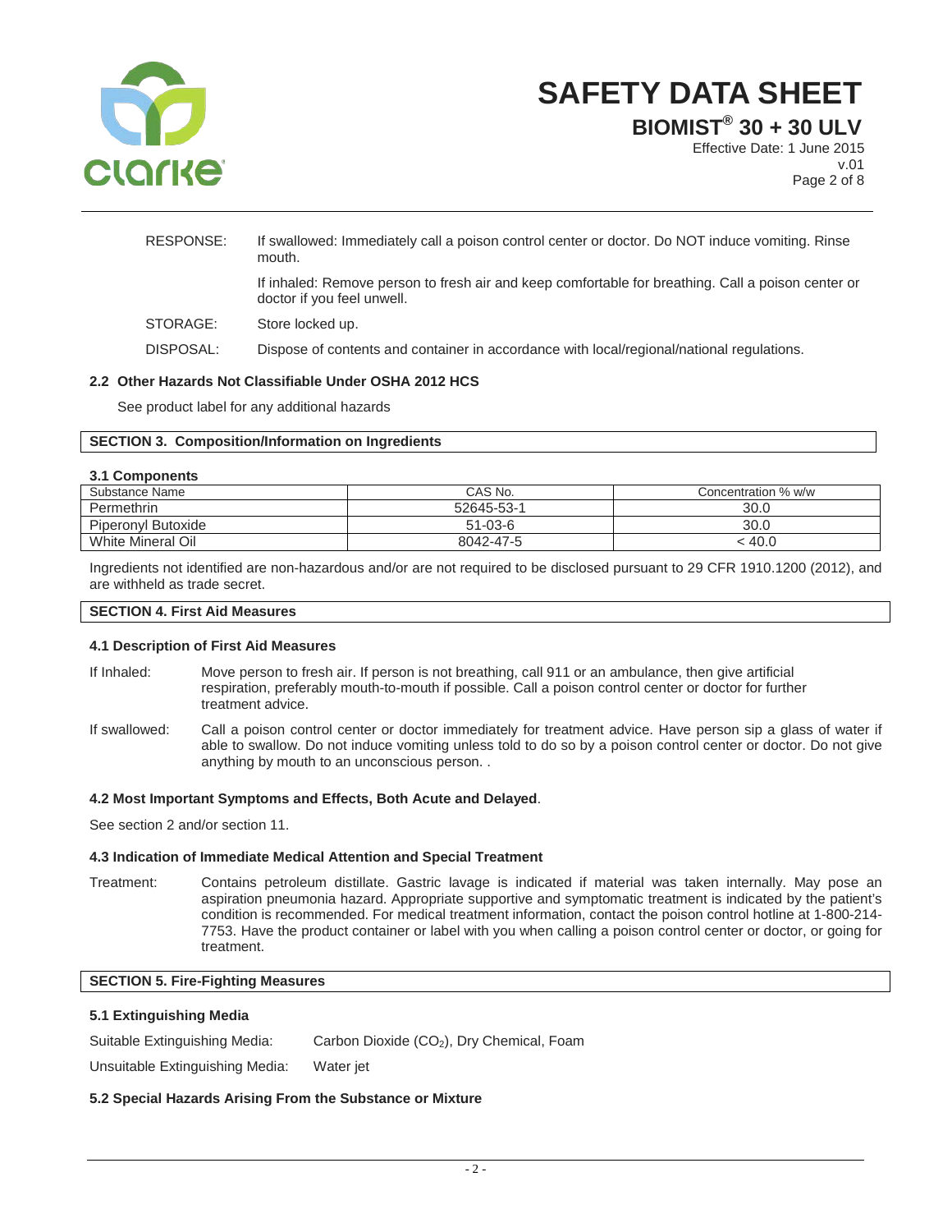| | |
|---|---|
| RESPONSE: | If swallowed: Immediately call a poison control center or doctor. Do NOT induce vomiting. Rinse mouth. |
| | If inhaled: Remove person to fresh air and keep comfortable for breathing. Call a poison center or doctor if you feel unwell. |
| STORAGE: | Store locked up. |
| DISPOSAL: | Dispose of contents and container in accordance with local/regional/national regulations. |

### 2.2 Other Hazards Not Classifiable Under OSHA 2012 HCS

See product label for any additional hazards

## SECTION 3. Composition/Information on Ingredients

### 3.1 Components

| Substance Name | CAS No. | Concentration % w/w |
|---|---|---|
| Permethrin | 52645-53-1 | 30.0 |
| Piperonyl Butoxide | 51-03-6 | 30.0 |
| White Mineral Oil | 8042-47-5 | < 40.0 |

Ingredients not identified are non-hazardous and/or are not required to be disclosed pursuant to 29 CFR 1910.1200 (2012), and are withheld as trade secret.

## SECTION 4. First Aid Measures

### 4.1 Description of First Aid Measures

**If Inhaled:** Move person to fresh air. If person is not breathing, call 911 or an ambulance, then give artificial respiration, preferably mouth-to-mouth if possible. Call a poison control center or doctor for further treatment advice.

**If swallowed:** Call a poison control center or doctor immediately for treatment advice. Have person sip a glass of water if able to swallow. Do not induce vomiting unless told to do so by a poison control center or doctor. Do not give anything by mouth to an unconscious person. .

### 4.2 Most Important Symptoms and Effects, Both Acute and Delayed.

See section 2 and/or section 11.

### 4.3 Indication of Immediate Medical Attention and Special Treatment

**Treatment:** Contains petroleum distillate. Gastric lavage is indicated if material was taken internally. May pose an aspiration pneumonia hazard. Appropriate supportive and symptomatic treatment is indicated by the patient's condition is recommended. For medical treatment information, contact the poison control hotline at 1-800-214-7753. Have the product container or label with you when calling a poison control center or doctor, or going for treatment.

## SECTION 5. Fire-Fighting Measures

### 5.1 Extinguishing Media

Suitable Extinguishing Media: Carbon Dioxide ($CO_2$), Dry Chemical, Foam

Unsuitable Extinguishing Media: Water jet

### 5.2 Special Hazards Arising From the Substance or Mixture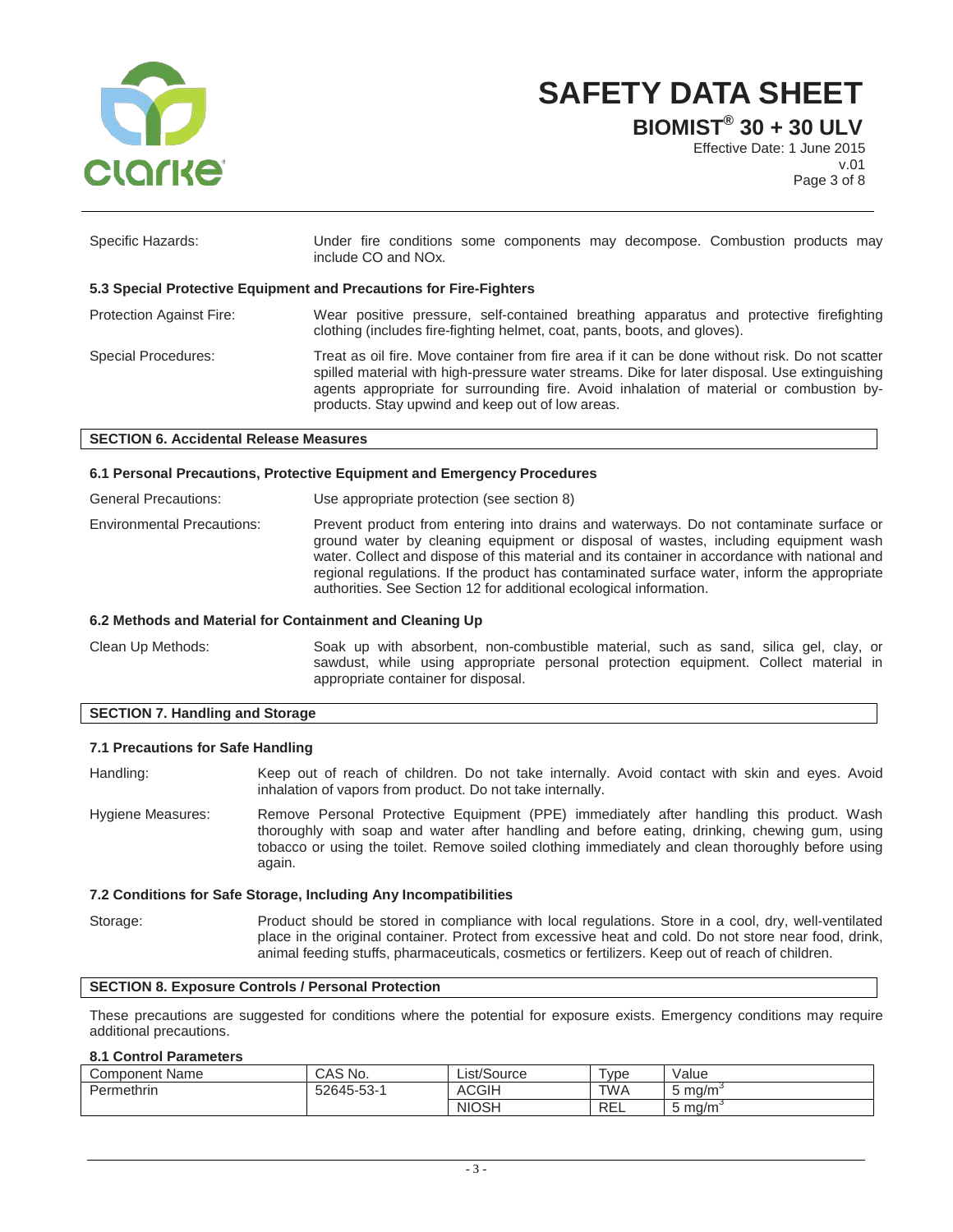Specific Hazards: Under fire conditions some components may decompose. Combustion products may include CO and NOx.

### 5.3 Special Protective Equipment and Precautions for Fire-Fighters

Protection Against Fire: Wear positive pressure, self-contained breathing apparatus and protective firefighting clothing (includes fire-fighting helmet, coat, pants, boots, and gloves).

Special Procedures: Treat as oil fire. Move container from fire area if it can be done without risk. Do not scatter spilled material with high-pressure water streams. Dike for later disposal. Use extinguishing agents appropriate for surrounding fire. Avoid inhalation of material or combustion by-products. Stay upwind and keep out of low areas.

## SECTION 6. Accidental Release Measures

### 6.1 Personal Precautions, Protective Equipment and Emergency Procedures

General Precautions: Use appropriate protection (see section 8)

Environmental Precautions: Prevent product from entering into drains and waterways. Do not contaminate surface or ground water by cleaning equipment or disposal of wastes, including equipment wash water. Collect and dispose of this material and its container in accordance with national and regional regulations. If the product has contaminated surface water, inform the appropriate authorities. See Section 12 for additional ecological information.

### 6.2 Methods and Material for Containment and Cleaning Up

Clean Up Methods: Soak up with absorbent, non-combustible material, such as sand, silica gel, clay, or sawdust, while using appropriate personal protection equipment. Collect material in appropriate container for disposal.

## SECTION 7. Handling and Storage

### 7.1 Precautions for Safe Handling

Handling: Keep out of reach of children. Do not take internally. Avoid contact with skin and eyes. Avoid inhalation of vapors from product. Do not take internally.

Hygiene Measures: Remove Personal Protective Equipment (PPE) immediately after handling this product. Wash thoroughly with soap and water after handling and before eating, drinking, chewing gum, using tobacco or using the toilet. Remove soiled clothing immediately and clean thoroughly before using again.

### 7.2 Conditions for Safe Storage, Including Any Incompatibilities

Storage: Product should be stored in compliance with local regulations. Store in a cool, dry, well-ventilated place in the original container. Protect from excessive heat and cold. Do not store near food, drink, animal feeding stuffs, pharmaceuticals, cosmetics or fertilizers. Keep out of reach of children.

## SECTION 8. Exposure Controls / Personal Protection

These precautions are suggested for conditions where the potential for exposure exists. Emergency conditions may require additional precautions.

### 8.1 Control Parameters

| Component Name | CAS No. | List/Source | Type | Value |
|---|---|---|---|---|
| Permethrin | 52645-53-1 | ACGIH | TWA | 5 $mg/m^3$ |
| | | NIOSH | REL | 5 $mg/m^3$ |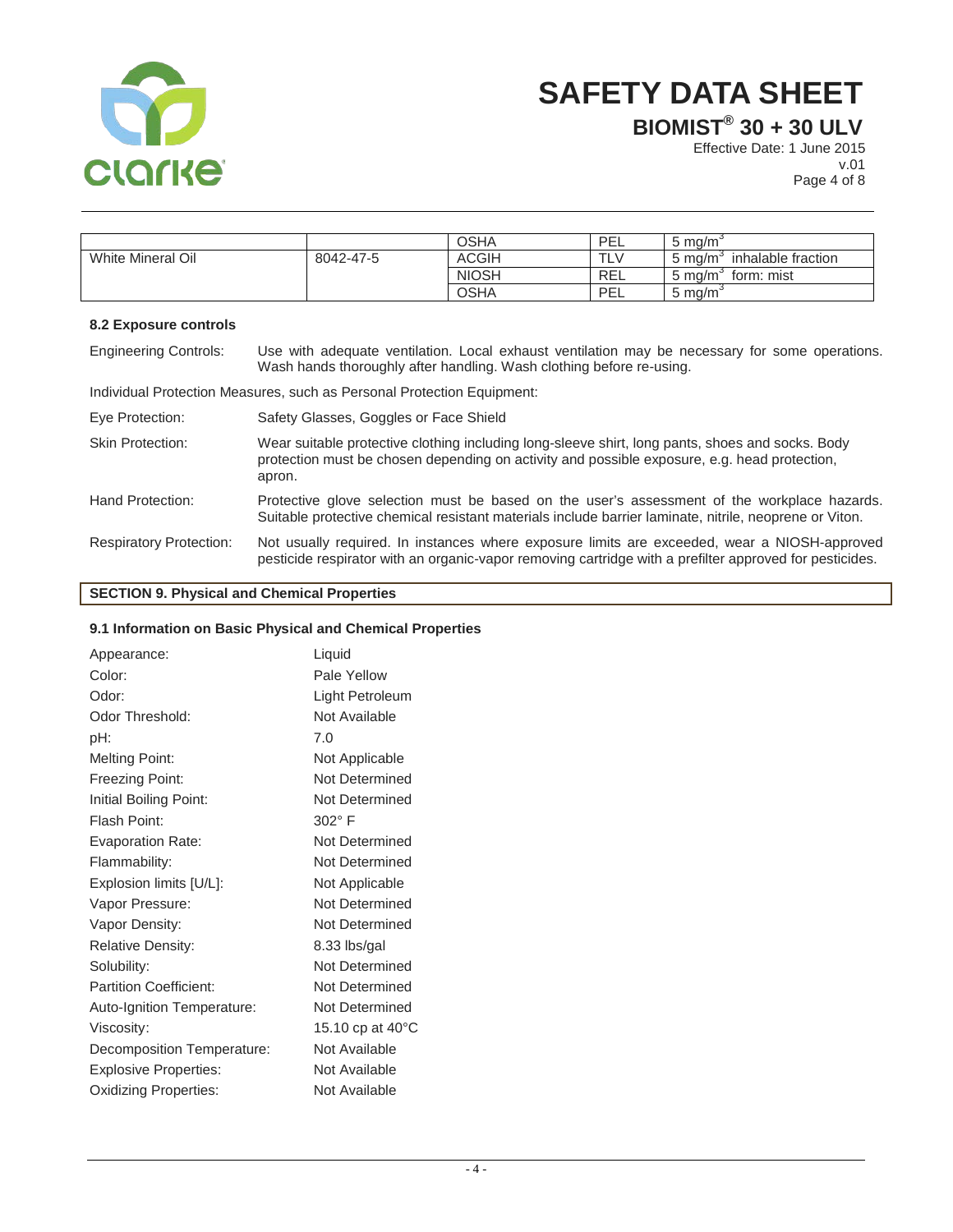| | | | | |
|---|---|---|---|---|
| | | OSHA | PEL | 5 mg/m$^3$ |
| White Mineral Oil | 8042-47-5 | ACGIH | TLV | 5 mg/m$^3$ inhalable fraction |
| | | NIOSH | REL | 5 mg/m$^3$ form: mist |
| | | OSHA | PEL | 5 mg/m$^3$ |

### 8.2 Exposure controls

Engineering Controls: Use with adequate ventilation. Local exhaust ventilation may be necessary for some operations. Wash hands thoroughly after handling. Wash clothing before re-using.

Individual Protection Measures, such as Personal Protection Equipment:

Eye Protection: Safety Glasses, Goggles or Face Shield

Skin Protection: Wear suitable protective clothing including long-sleeve shirt, long pants, shoes and socks. Body protection must be chosen depending on activity and possible exposure, e.g. head protection, apron.

Hand Protection: Protective glove selection must be based on the user's assessment of the workplace hazards. Suitable protective chemical resistant materials include barrier laminate, nitrile, neoprene or Viton.

Respiratory Protection: Not usually required. In instances where exposure limits are exceeded, wear a NIOSH-approved pesticide respirator with an organic-vapor removing cartridge with a prefilter approved for pesticides.

## SECTION 9. Physical and Chemical Properties

### 9.1 Information on Basic Physical and Chemical Properties

| | |
|---|---|
| Appearance: | Liquid |
| Color: | Pale Yellow |
| Odor: | Light Petroleum |
| Odor Threshold: | Not Available |
| pH: | 7.0 |
| Melting Point: | Not Applicable |
| Freezing Point: | Not Determined |
| Initial Boiling Point: | Not Determined |
| Flash Point: | 302° F |
| Evaporation Rate: | Not Determined |
| Flammability: | Not Determined |
| Explosion limits [U/L]: | Not Applicable |
| Vapor Pressure: | Not Determined |
| Vapor Density: | Not Determined |
| Relative Density: | 8.33 lbs/gal |
| Solubility: | Not Determined |
| Partition Coefficient: | Not Determined |
| Auto-Ignition Temperature: | Not Determined |
| Viscosity: | 15.10 cp at 40°C |
| Decomposition Temperature: | Not Available |
| Explosive Properties: | Not Available |
| Oxidizing Properties: | Not Available |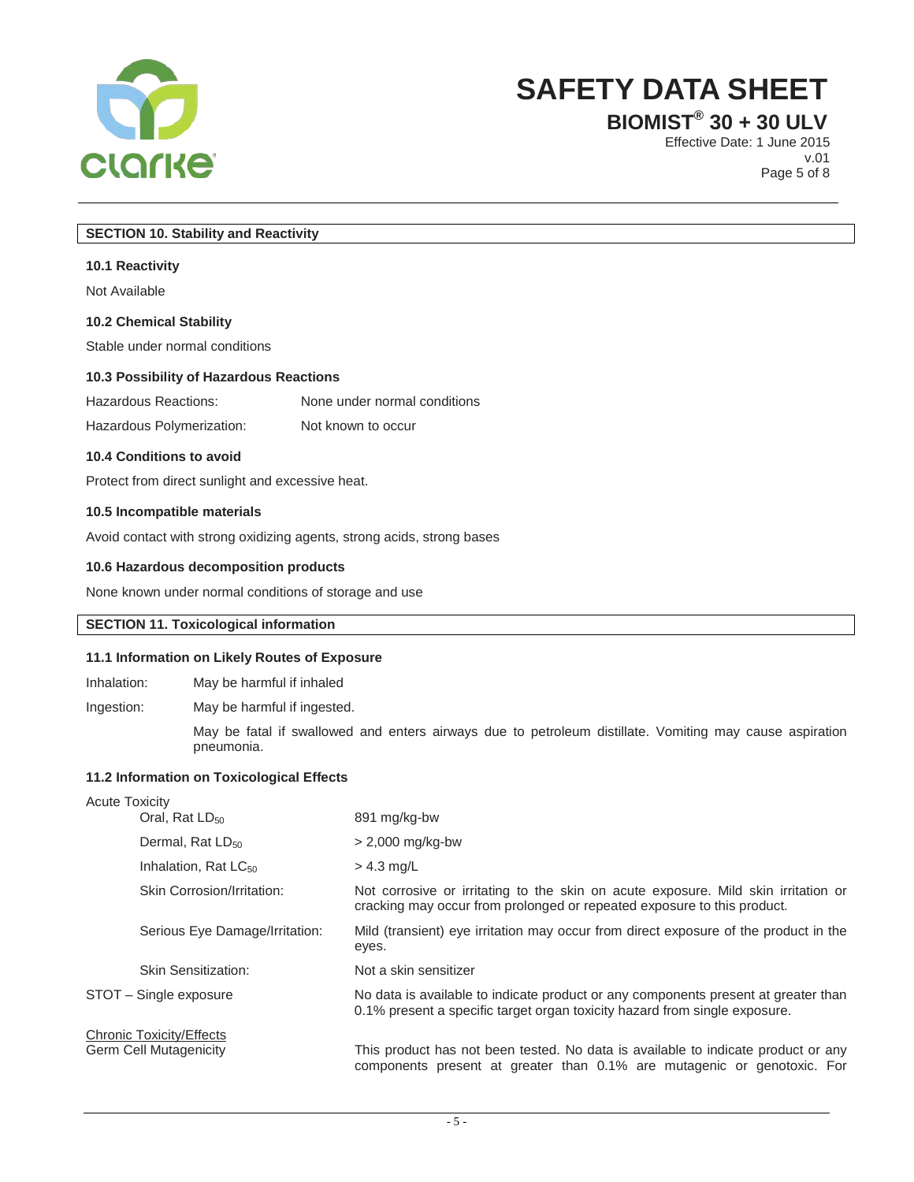## SECTION 10. Stability and Reactivity

### 10.1 Reactivity

Not Available

### 10.2 Chemical Stability

Stable under normal conditions

### 10.3 Possibility of Hazardous Reactions

| | |
|---|---|
| Hazardous Reactions: | None under normal conditions |
| Hazardous Polymerization: | Not known to occur |

### 10.4 Conditions to avoid

Protect from direct sunlight and excessive heat.

### 10.5 Incompatible materials

Avoid contact with strong oxidizing agents, strong acids, strong bases

### 10.6 Hazardous decomposition products

None known under normal conditions of storage and use

## SECTION 11. Toxicological information

### 11.1 Information on Likely Routes of Exposure

| | |
|---|---|
| Inhalation: | May be harmful if inhaled |
| Ingestion: | May be harmful if ingested. |
| | May be fatal if swallowed and enters airways due to petroleum distillate. Vomiting may cause aspiration pneumonia. |

### 11.2 Information on Toxicological Effects

| Acute Toxicity | |
|---|---|
| Oral, Rat $LD_{50}$ | 891 mg/kg-bw |
| Dermal, Rat $LD_{50}$ | > 2,000 mg/kg-bw |
| Inhalation, Rat $LC_{50}$ | > 4.3 mg/L |
| Skin Corrosion/Irritation: | Not corrosive or irritating to the skin on acute exposure. Mild skin irritation or cracking may occur from prolonged or repeated exposure to this product. |
| Serious Eye Damage/Irritation: | Mild (transient) eye irritation may occur from direct exposure of the product in the eyes. |
| Skin Sensitization: | Not a skin sensitizer |
| STOT – Single exposure | No data is available to indicate product or any components present at greater than 0.1% present a specific target organ toxicity hazard from single exposure. |

<u>Chronic Toxicity/Effects</u>

| | |
|---|---|
| Germ Cell Mutagenicity | This product has not been tested. No data is available to indicate product or any components present at greater than 0.1% are mutagenic or genotoxic. For |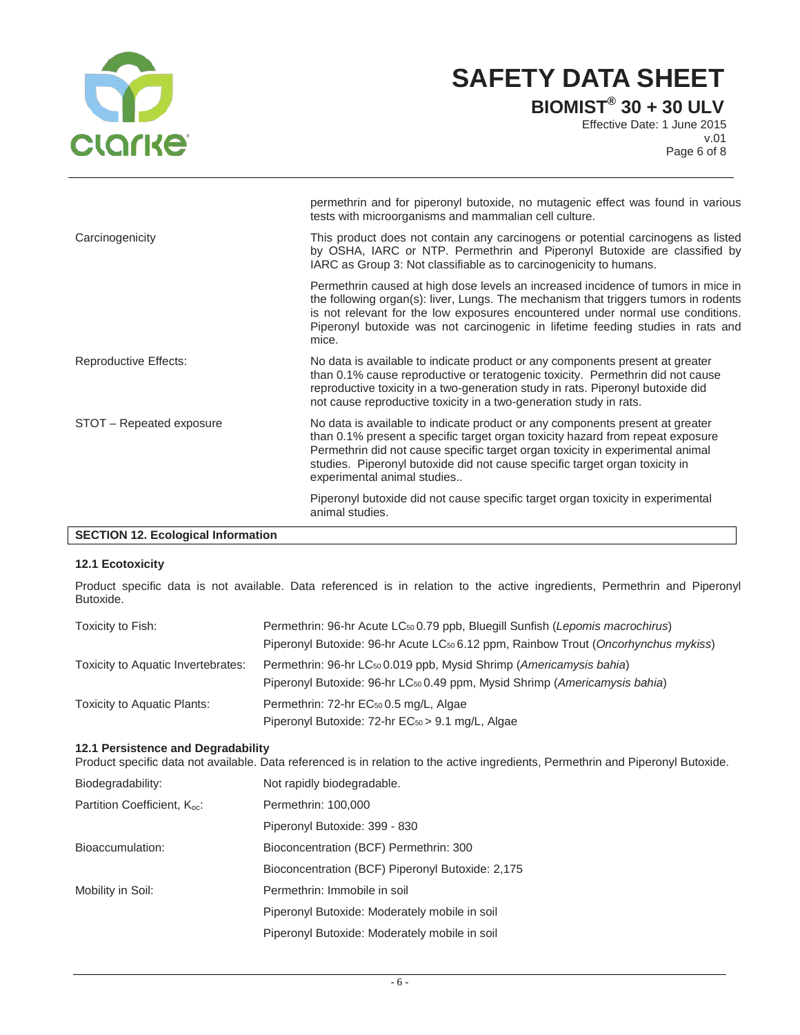| | |
|---|---|
| | permethrin and for piperonyl butoxide, no mutagenic effect was found in various tests with microorganisms and mammalian cell culture. |
| Carcinogenicity | This product does not contain any carcinogens or potential carcinogens as listed by OSHA, IARC or NTP. Permethrin and Piperonyl Butoxide are classified by IARC as Group 3: Not classifiable as to carcinogenicity to humans. |
| | Permethrin caused at high dose levels an increased incidence of tumors in mice in the following organ(s): liver, Lungs. The mechanism that triggers tumors in rodents is not relevant for the low exposures encountered under normal use conditions. Piperonyl butoxide was not carcinogenic in lifetime feeding studies in rats and mice. |
| Reproductive Effects: | No data is available to indicate product or any components present at greater than 0.1% cause reproductive or teratogenic toxicity. Permethrin did not cause reproductive toxicity in a two-generation study in rats. Piperonyl butoxide did not cause reproductive toxicity in a two-generation study in rats. |
| STOT – Repeated exposure | No data is available to indicate product or any components present at greater than 0.1% present a specific target organ toxicity hazard from repeat exposure Permethrin did not cause specific target organ toxicity in experimental animal studies. Piperonyl butoxide did not cause specific target organ toxicity in experimental animal studies.. |
| | Piperonyl butoxide did not cause specific target organ toxicity in experimental animal studies. |

## SECTION 12. Ecological Information

### 12.1 Ecotoxicity

Product specific data is not available. Data referenced is in relation to the active ingredients, Permethrin and Piperonyl Butoxide.

| | |
|---|---|
| Toxicity to Fish: | Permethrin: 96-hr Acute $LC_{50}$ 0.79 ppb, Bluegill Sunfish (*Lepomis macrochirus*) |
| | Piperonyl Butoxide: 96-hr Acute $LC_{50}$ 6.12 ppm, Rainbow Trout (*Oncorhynchus mykiss*) |
| Toxicity to Aquatic Invertebrates: | Permethrin: 96-hr $LC_{50}$ 0.019 ppb, Mysid Shrimp (*Americamysis bahia*) |
| | Piperonyl Butoxide: 96-hr $LC_{50}$ 0.49 ppm, Mysid Shrimp (*Americamysis bahia*) |
| Toxicity to Aquatic Plants: | Permethrin: 72-hr $EC_{50}$ 0.5 mg/L, Algae |
| | Piperonyl Butoxide: 72-hr $EC_{50}$ > 9.1 mg/L, Algae |

### 12.1 Persistence and Degradability

Product specific data not available. Data referenced is in relation to the active ingredients, Permethrin and Piperonyl Butoxide.

| | |
|---|---|
| Biodegradability: | Not rapidly biodegradable. |
| Partition Coefficient, $K_{oc}$: | Permethrin: 100,000 |
| | Piperonyl Butoxide: 399 - 830 |
| Bioaccumulation: | Bioconcentration (BCF) Permethrin: 300 |
| | Bioconcentration (BCF) Piperonyl Butoxide: 2,175 |
| Mobility in Soil: | Permethrin: Immobile in soil |
| | Piperonyl Butoxide: Moderately mobile in soil |
| | Piperonyl Butoxide: Moderately mobile in soil |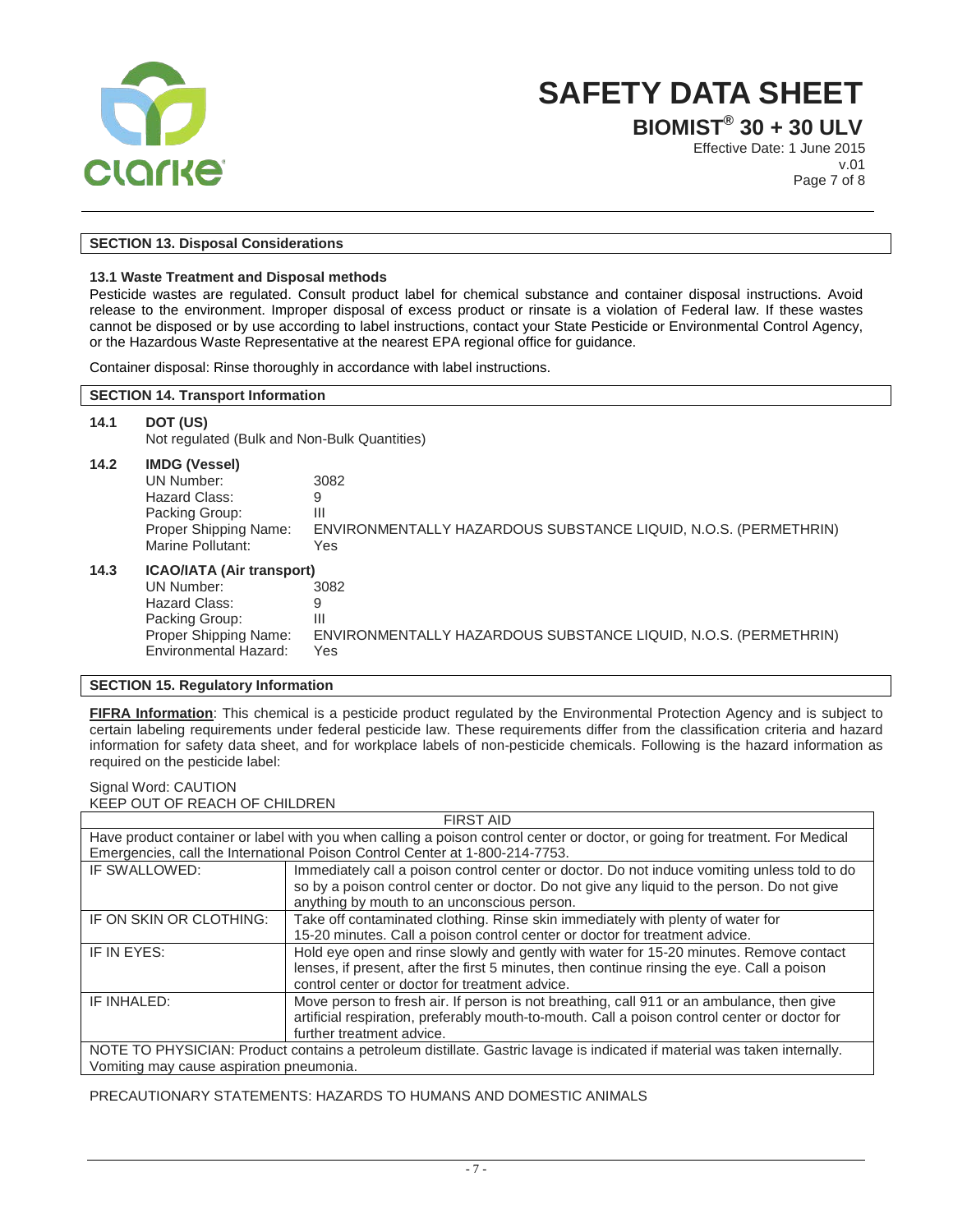## SECTION 13. Disposal Considerations

**13.1 Waste Treatment and Disposal methods**

Pesticide wastes are regulated. Consult product label for chemical substance and container disposal instructions. Avoid release to the environment. Improper disposal of excess product or rinsate is a violation of Federal law. If these wastes cannot be disposed or by use according to label instructions, contact your State Pesticide or Environmental Control Agency, or the Hazardous Waste Representative at the nearest EPA regional office for guidance.

Container disposal: Rinse thoroughly in accordance with label instructions.

## SECTION 14. Transport Information

**14.1 DOT (US)**

Not regulated (Bulk and Non-Bulk Quantities)

**14.2 IMDG (Vessel)**

| | |
|---|---|
| UN Number: | 3082 |
| Hazard Class: | 9 |
| Packing Group: | III |
| Proper Shipping Name: | ENVIRONMENTALLY HAZARDOUS SUBSTANCE LIQUID, N.O.S. (PERMETHRIN) |
| Marine Pollutant: | Yes |

**14.3 ICAO/IATA (Air transport)**

| | |
|---|---|
| UN Number: | 3082 |
| Hazard Class: | 9 |
| Packing Group: | III |
| Proper Shipping Name: | ENVIRONMENTALLY HAZARDOUS SUBSTANCE LIQUID, N.O.S. (PERMETHRIN) |
| Environmental Hazard: | Yes |

## SECTION 15. Regulatory Information

**FIFRA Information**: This chemical is a pesticide product regulated by the Environmental Protection Agency and is subject to certain labeling requirements under federal pesticide law. These requirements differ from the classification criteria and hazard information for safety data sheet, and for workplace labels of non-pesticide chemicals. Following is the hazard information as required on the pesticide label:

Signal Word: CAUTION
KEEP OUT OF REACH OF CHILDREN

| FIRST AID | |
|---|---|
| Have product container or label with you when calling a poison control center or doctor, or going for treatment. For Medical Emergencies, call the International Poison Control Center at 1-800-214-7753. | |
| IF SWALLOWED: | Immediately call a poison control center or doctor. Do not induce vomiting unless told to do so by a poison control center or doctor. Do not give any liquid to the person. Do not give anything by mouth to an unconscious person. |
| IF ON SKIN OR CLOTHING: | Take off contaminated clothing. Rinse skin immediately with plenty of water for 15-20 minutes. Call a poison control center or doctor for treatment advice. |
| IF IN EYES: | Hold eye open and rinse slowly and gently with water for 15-20 minutes. Remove contact lenses, if present, after the first 5 minutes, then continue rinsing the eye. Call a poison control center or doctor for treatment advice. |
| IF INHALED: | Move person to fresh air. If person is not breathing, call 911 or an ambulance, then give artificial respiration, preferably mouth-to-mouth. Call a poison control center or doctor for further treatment advice. |
| NOTE TO PHYSICIAN: Product contains a petroleum distillate. Gastric lavage is indicated if material was taken internally. Vomiting may cause aspiration pneumonia. | |

PRECAUTIONARY STATEMENTS: HAZARDS TO HUMANS AND DOMESTIC ANIMALS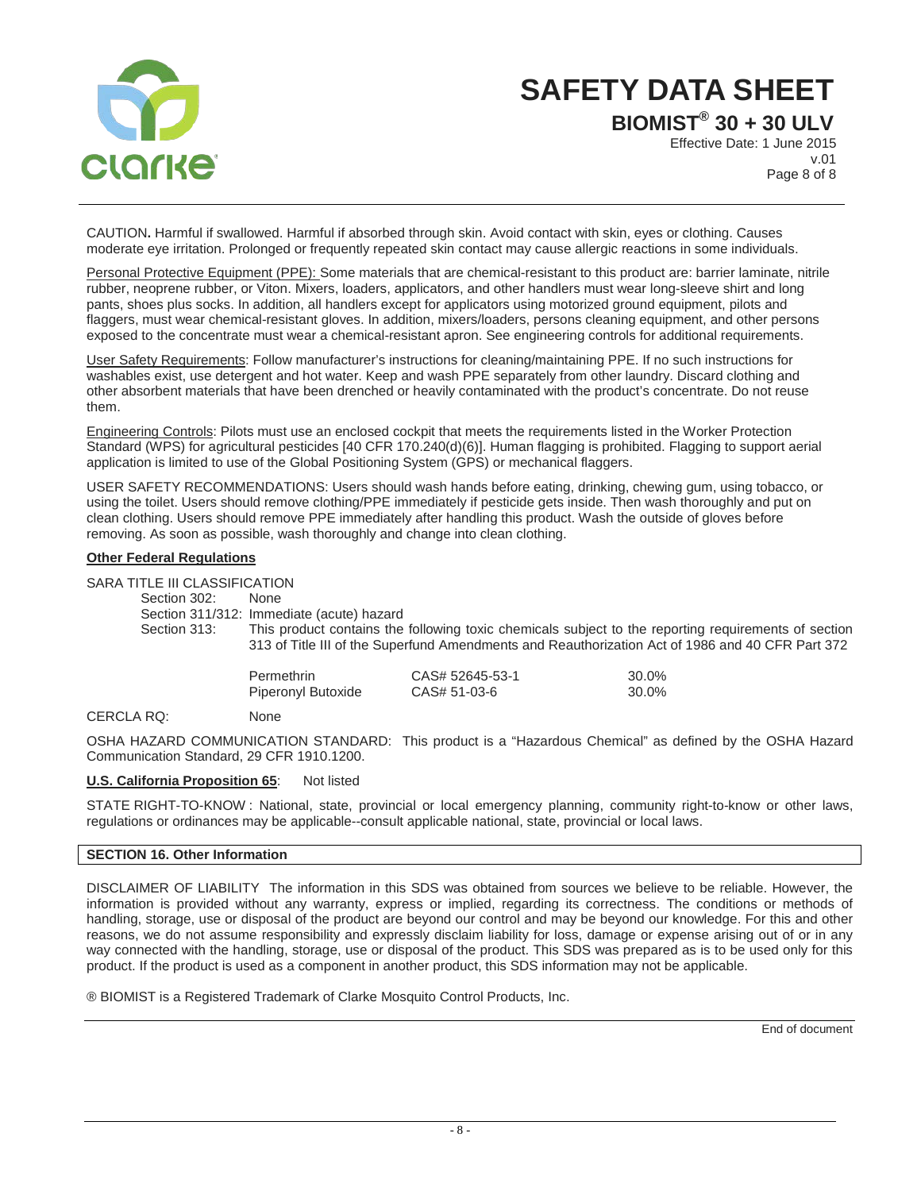CAUTION**.** Harmful if swallowed. Harmful if absorbed through skin. Avoid contact with skin, eyes or clothing. Causes moderate eye irritation. Prolonged or frequently repeated skin contact may cause allergic reactions in some individuals.

Personal Protective Equipment (PPE): Some materials that are chemical-resistant to this product are: barrier laminate, nitrile rubber, neoprene rubber, or Viton. Mixers, loaders, applicators, and other handlers must wear long-sleeve shirt and long pants, shoes plus socks. In addition, all handlers except for applicators using motorized ground equipment, pilots and flaggers, must wear chemical-resistant gloves. In addition, mixers/loaders, persons cleaning equipment, and other persons exposed to the concentrate must wear a chemical-resistant apron. See engineering controls for additional requirements.

User Safety Requirements: Follow manufacturer's instructions for cleaning/maintaining PPE. If no such instructions for washables exist, use detergent and hot water. Keep and wash PPE separately from other laundry. Discard clothing and other absorbent materials that have been drenched or heavily contaminated with the product's concentrate. Do not reuse them.

Engineering Controls: Pilots must use an enclosed cockpit that meets the requirements listed in the Worker Protection Standard (WPS) for agricultural pesticides [40 CFR 170.240(d)(6)]. Human flagging is prohibited. Flagging to support aerial application is limited to use of the Global Positioning System (GPS) or mechanical flaggers.

USER SAFETY RECOMMENDATIONS: Users should wash hands before eating, drinking, chewing gum, using tobacco, or using the toilet. Users should remove clothing/PPE immediately if pesticide gets inside. Then wash thoroughly and put on clean clothing. Users should remove PPE immediately after handling this product. Wash the outside of gloves before removing. As soon as possible, wash thoroughly and change into clean clothing.

**Other Federal Regulations**

SARA TITLE III CLASSIFICATION

Section 302: None

Section 311/312: Immediate (acute) hazard

Section 313: This product contains the following toxic chemicals subject to the reporting requirements of section 313 of Title III of the Superfund Amendments and Reauthorization Act of 1986 and 40 CFR Part 372

| | | |
|---|---|---|
| Permethrin | CAS# 52645-53-1 | 30.0% |
| Piperonyl Butoxide | CAS# 51-03-6 | 30.0% |

CERCLA RQ: None

OSHA HAZARD COMMUNICATION STANDARD: This product is a "Hazardous Chemical" as defined by the OSHA Hazard Communication Standard, 29 CFR 1910.1200.

**U.S. California Proposition 65**: Not listed

STATE RIGHT-TO-KNOW : National, state, provincial or local emergency planning, community right-to-know or other laws, regulations or ordinances may be applicable--consult applicable national, state, provincial or local laws.

## SECTION 16. Other Information

DISCLAIMER OF LIABILITY The information in this SDS was obtained from sources we believe to be reliable. However, the information is provided without any warranty, express or implied, regarding its correctness. The conditions or methods of handling, storage, use or disposal of the product are beyond our control and may be beyond our knowledge. For this and other reasons, we do not assume responsibility and expressly disclaim liability for loss, damage or expense arising out of or in any way connected with the handling, storage, use or disposal of the product. This SDS was prepared as is to be used only for this product. If the product is used as a component in another product, this SDS information may not be applicable.

® BIOMIST is a Registered Trademark of Clarke Mosquito Control Products, Inc.

End of document